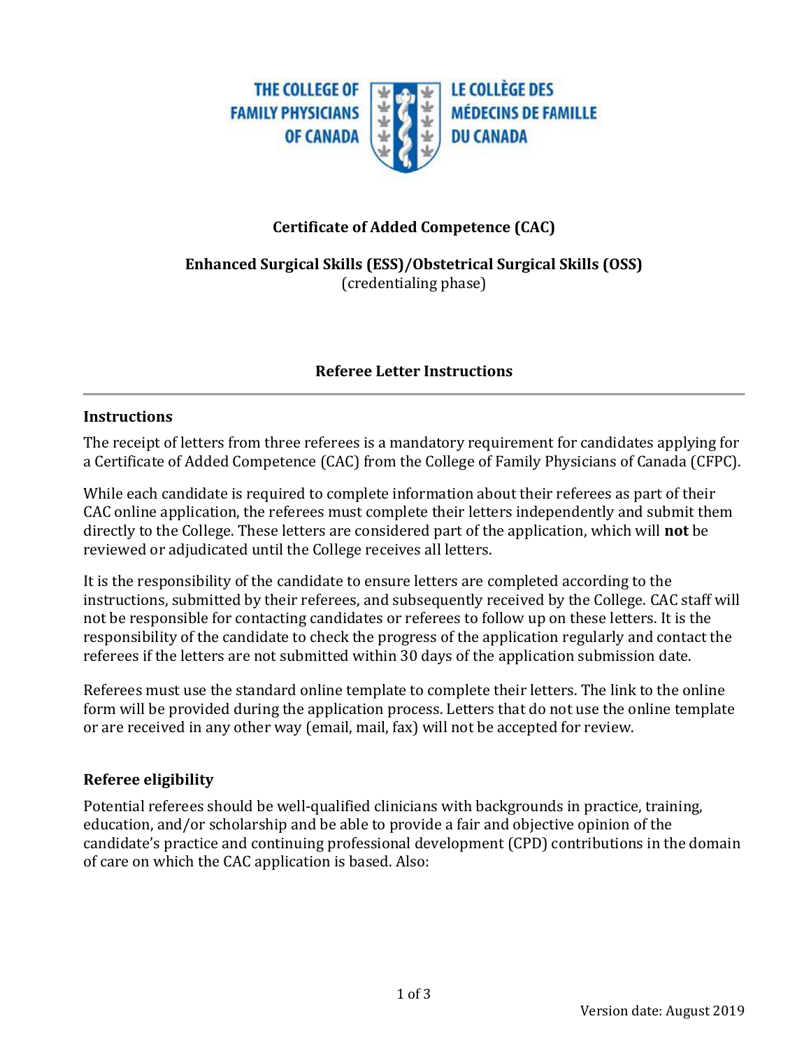THE COLLEGE OF FAMILY PHYSICIANS OF CANADA | LE COLLÈGE DES MÉDECINS DE FAMILLE DU CANADA

# Certificate of Added Competence (CAC)

## Enhanced Surgical Skills (ESS)/Obstetrical Surgical Skills (OSS)

(credentialing phase)

## Referee Letter Instructions

### Instructions

The receipt of letters from three referees is a mandatory requirement for candidates applying for a Certificate of Added Competence (CAC) from the College of Family Physicians of Canada (CFPC).

While each candidate is required to complete information about their referees as part of their CAC online application, the referees must complete their letters independently and submit them directly to the College. These letters are considered part of the application, which will **not** be reviewed or adjudicated until the College receives all letters.

It is the responsibility of the candidate to ensure letters are completed according to the instructions, submitted by their referees, and subsequently received by the College. CAC staff will not be responsible for contacting candidates or referees to follow up on these letters. It is the responsibility of the candidate to check the progress of the application regularly and contact the referees if the letters are not submitted within 30 days of the application submission date.

Referees must use the standard online template to complete their letters. The link to the online form will be provided during the application process. Letters that do not use the online template or are received in any other way (email, mail, fax) will not be accepted for review.

### Referee eligibility

Potential referees should be well-qualified clinicians with backgrounds in practice, training, education, and/or scholarship and be able to provide a fair and objective opinion of the candidate's practice and continuing professional development (CPD) contributions in the domain of care on which the CAC application is based. Also:

Version date: August 2019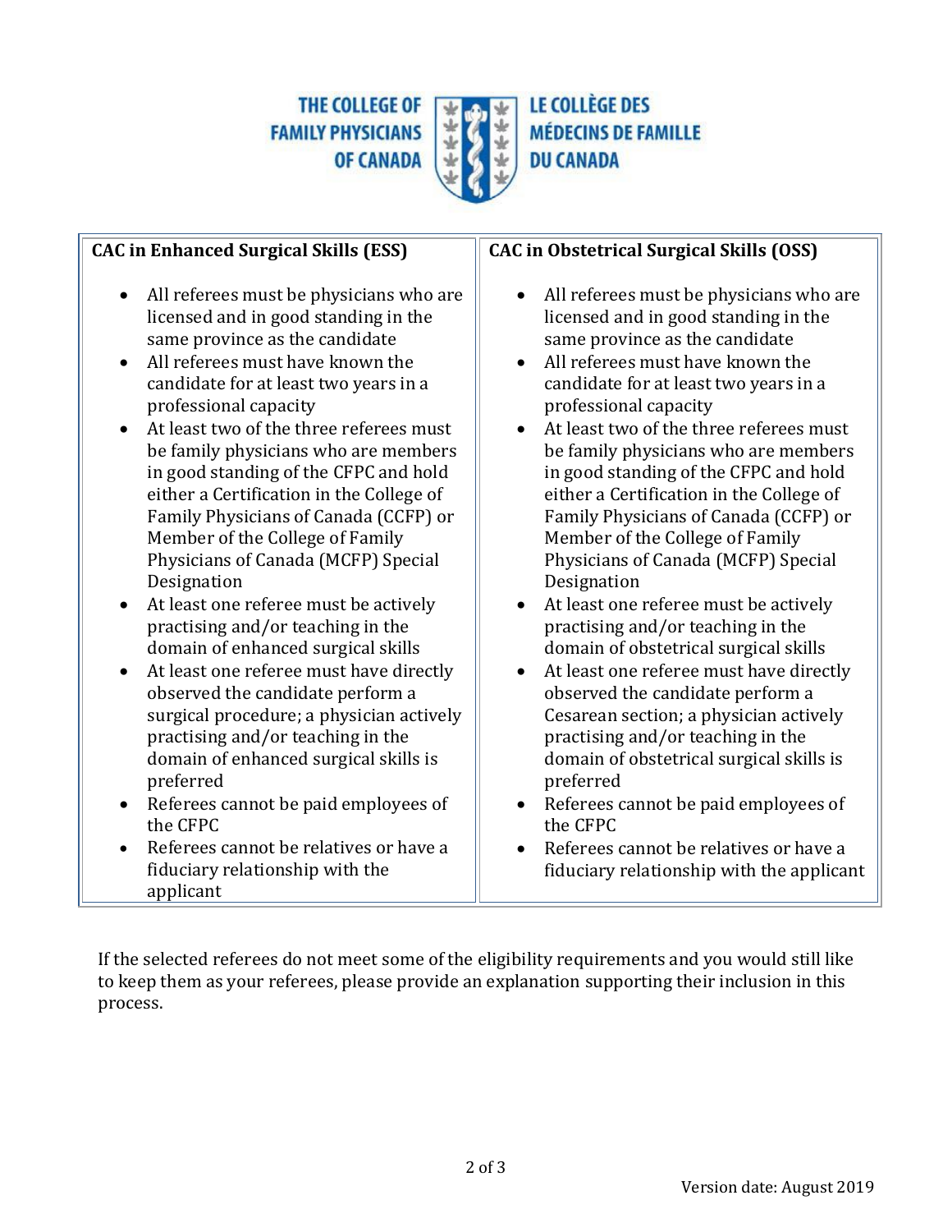THE COLLEGE OF FAMILY PHYSICIANS OF CANADA | LE COLLÈGE DES MÉDECINS DE FAMILLE DU CANADA

| **CAC in Enhanced Surgical Skills (ESS)** | **CAC in Obstetrical Surgical Skills (OSS)** |
|---|---|
| • All referees must be physicians who are licensed and in good standing in the same province as the candidate<br>• All referees must have known the candidate for at least two years in a professional capacity<br>• At least two of the three referees must be family physicians who are members in good standing of the CFPC and hold either a Certification in the College of Family Physicians of Canada (CCFP) or Member of the College of Family Physicians of Canada (MCFP) Special Designation<br>• At least one referee must be actively practising and/or teaching in the domain of enhanced surgical skills<br>• At least one referee must have directly observed the candidate perform a surgical procedure; a physician actively practising and/or teaching in the domain of enhanced surgical skills is preferred<br>• Referees cannot be paid employees of the CFPC<br>• Referees cannot be relatives or have a fiduciary relationship with the applicant | • All referees must be physicians who are licensed and in good standing in the same province as the candidate<br>• All referees must have known the candidate for at least two years in a professional capacity<br>• At least two of the three referees must be family physicians who are members in good standing of the CFPC and hold either a Certification in the College of Family Physicians of Canada (CCFP) or Member of the College of Family Physicians of Canada (MCFP) Special Designation<br>• At least one referee must be actively practising and/or teaching in the domain of obstetrical surgical skills<br>• At least one referee must have directly observed the candidate perform a Cesarean section; a physician actively practising and/or teaching in the domain of obstetrical surgical skills is preferred<br>• Referees cannot be paid employees of the CFPC<br>• Referees cannot be relatives or have a fiduciary relationship with the applicant |

If the selected referees do not meet some of the eligibility requirements and you would still like to keep them as your referees, please provide an explanation supporting their inclusion in this process.

Version date: August 2019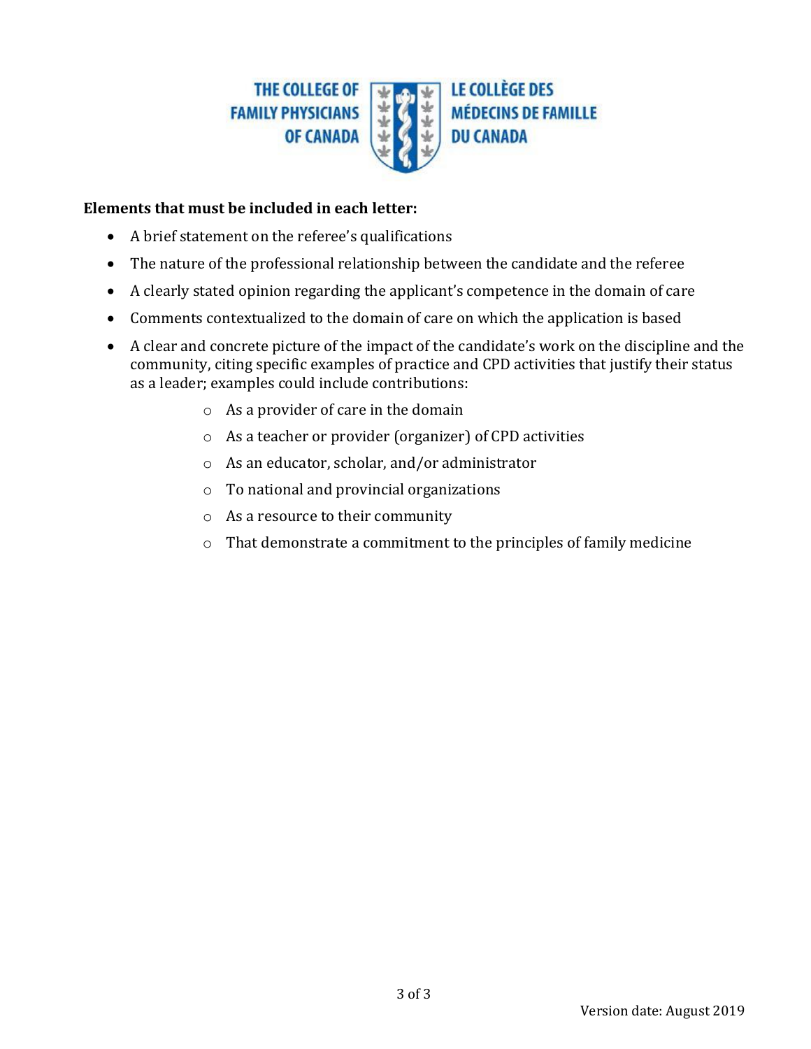**Elements that must be included in each letter:**

- A brief statement on the referee's qualifications
- The nature of the professional relationship between the candidate and the referee
- A clearly stated opinion regarding the applicant's competence in the domain of care
- Comments contextualized to the domain of care on which the application is based
- A clear and concrete picture of the impact of the candidate's work on the discipline and the community, citing specific examples of practice and CPD activities that justify their status as a leader; examples could include contributions:
  - As a provider of care in the domain
  - As a teacher or provider (organizer) of CPD activities
  - As an educator, scholar, and/or administrator
  - To national and provincial organizations
  - As a resource to their community
  - That demonstrate a commitment to the principles of family medicine

Version date: August 2019